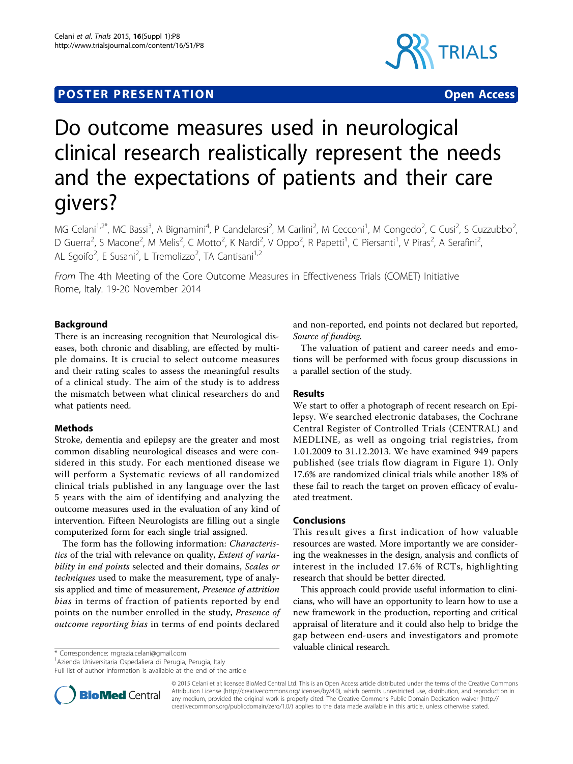POSTER PRESENTATION Open Access

# Do outcome measures used in neurological clinical research realistically represent the needs and the expectations of patients and their care givers?

MG Celani[1,2*], MC Bassi[3], A Bignamini[4], P Candelaresi[2], M Carlini[2], M Cecconi[1], M Congedo[2], C Cusi[2], S Cuzzubbo[2], D Guerra[2], S Macone[2], M Melis[2], C Motto[2], K Nardi[2], V Oppo[2], R Papetti[1], C Piersanti[1], V Piras[2], A Serafini[2], AL Sgoifo[2], E Susani[2], L Tremolizzo[2], TA Cantisani[1,2]

*From* The 4th Meeting of the Core Outcome Measures in Effectiveness Trials (COMET) Initiative
Rome, Italy. 19-20 November 2014

## Background

There is an increasing recognition that Neurological diseases, both chronic and disabling, are effected by multiple domains. It is crucial to select outcome measures and their rating scales to assess the meaningful results of a clinical study. The aim of the study is to address the mismatch between what clinical researchers do and what patients need.

## Methods

Stroke, dementia and epilepsy are the greater and most common disabling neurological diseases and were considered in this study. For each mentioned disease we will perform a Systematic reviews of all randomized clinical trials published in any language over the last 5 years with the aim of identifying and analyzing the outcome measures used in the evaluation of any kind of intervention. Fifteen Neurologists are filling out a single computerized form for each single trial assigned.

The form has the following information: *Characteristics* of the trial with relevance on quality, *Extent of variability in end points* selected and their domains, *Scales or techniques* used to make the measurement, type of analysis applied and time of measurement, *Presence of attrition bias* in terms of fraction of patients reported by end points on the number enrolled in the study, *Presence of outcome reporting bias* in terms of end points declared and non-reported, end points not declared but reported, *Source of funding.*

The valuation of patient and career needs and emotions will be performed with focus group discussions in a parallel section of the study.

## Results

We start to offer a photograph of recent research on Epilepsy. We searched electronic databases, the Cochrane Central Register of Controlled Trials (CENTRAL) and MEDLINE, as well as ongoing trial registries, from 1.01.2009 to 31.12.2013. We have examined 949 papers published (see trials flow diagram in Figure 1). Only 17.6% are randomized clinical trials while another 18% of these fail to reach the target on proven efficacy of evaluated treatment.

## Conclusions

This result gives a first indication of how valuable resources are wasted. More importantly we are considering the weaknesses in the design, analysis and conflicts of interest in the included 17.6% of RCTs, highlighting research that should be better directed.

This approach could provide useful information to clinicians, who will have an opportunity to learn how to use a new framework in the production, reporting and critical appraisal of literature and it could also help to bridge the gap between end-users and investigators and promote valuable clinical research.

\* Correspondence: mgrazia.celani@gmail.com
[1]Azienda Universitaria Ospedaliera di Perugia, Perugia, Italy
Full list of author information is available at the end of the article

© 2015 Celani et al; licensee BioMed Central Ltd. This is an Open Access article distributed under the terms of the Creative Commons Attribution License (http://creativecommons.org/licenses/by/4.0), which permits unrestricted use, distribution, and reproduction in any medium, provided the original work is properly cited. The Creative Commons Public Domain Dedication waiver (http://creativecommons.org/publicdomain/zero/1.0/) applies to the data made available in this article, unless otherwise stated.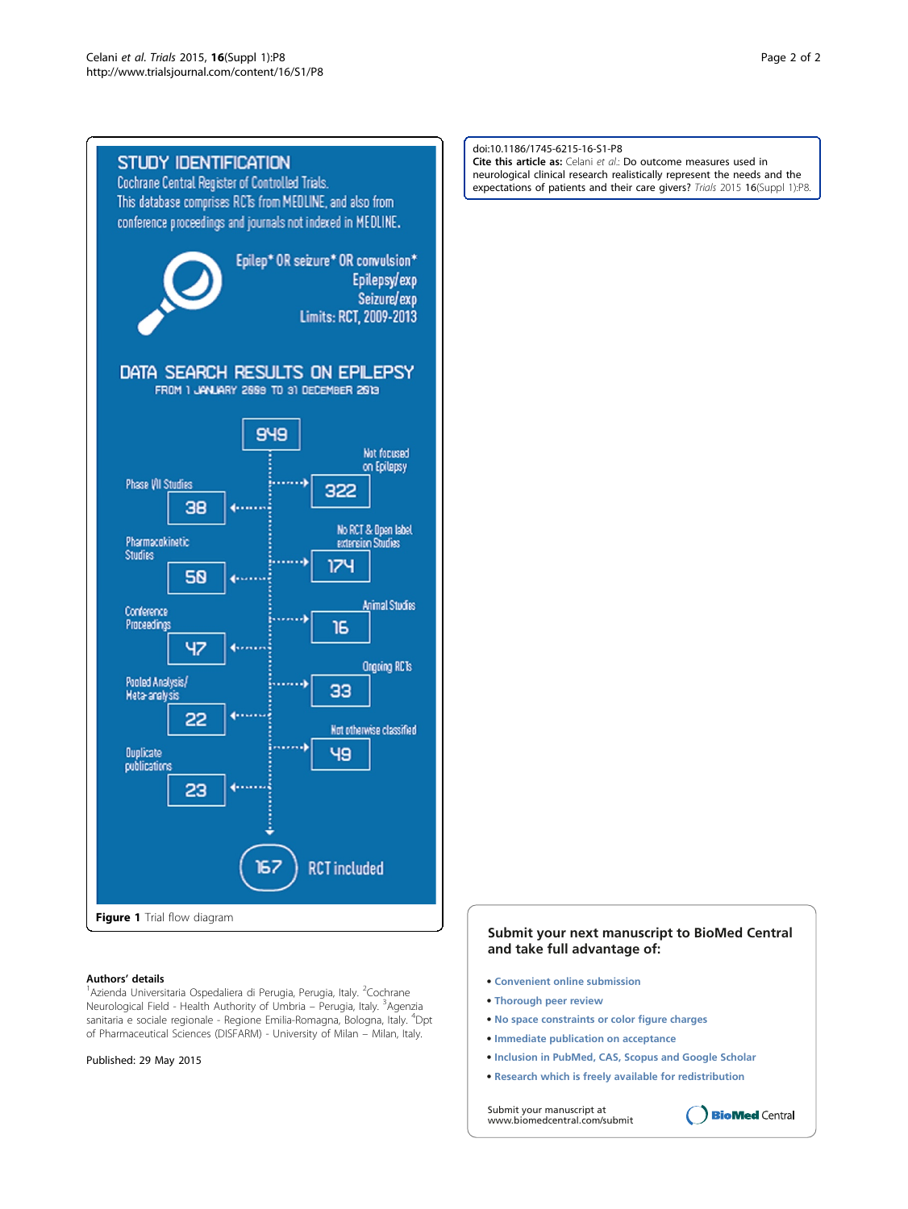STUDY IDENTIFICATION

Cochrane Central Register of Controlled Trials.

This database comprises RCTs from MEDLINE, and also from conference proceedings and journals not indexed in MEDLINE.

Epilep* OR seizure* OR convulsion*

Epilepsy/exp

Seizure/exp

Limits: RCT, 2009-2013

DATA SEARCH RESULTS ON EPILEPSY

FROM 1 JANUARY 2009 TO 31 DECEMBER 2013

949

Not focused on Epilepsy

322

Phase I/II Studies

38

No RCT & Open label extension Studies

174

Pharmacokinetic Studies

58

Animal Studies

16

Conference Proceedings

47

Ongoing RCTs

33

Pooled Analysis/ Meta-analysis

22

Not otherwise classified

49

Duplicate publications

23

167

RCT included

**Figure 1** Trial flow diagram

**Authors' details**

[1]Azienda Universitaria Ospedaliera di Perugia, Perugia, Italy. [2]Cochrane Neurological Field - Health Authority of Umbria – Perugia, Italy. [3]Agenzia sanitaria e sociale regionale - Regione Emilia-Romagna, Bologna, Italy. [4]Dpt of Pharmaceutical Sciences (DISFARM) - University of Milan – Milan, Italy.

Published: 29 May 2015

doi:10.1186/1745-6215-16-S1-P8

**Cite this article as:** Celani *et al.*: Do outcome measures used in neurological clinical research realistically represent the needs and the expectations of patients and their care givers? *Trials* 2015 **16**(Suppl 1):P8.